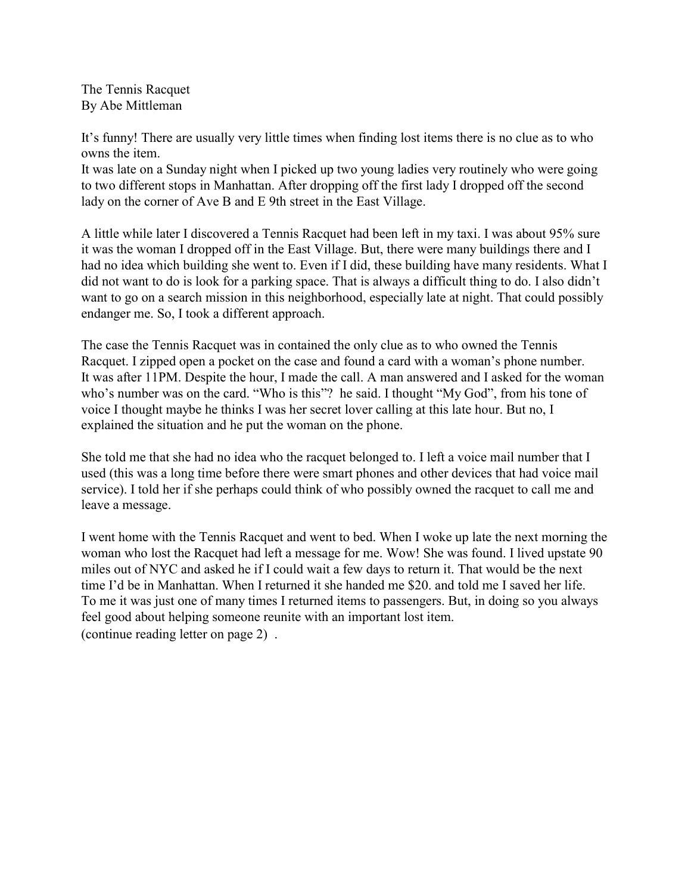The Tennis Racquet
By Abe Mittleman

It's funny! There are usually very little times when finding lost items there is no clue as to who owns the item.
It was late on a Sunday night when I picked up two young ladies very routinely who were going to two different stops in Manhattan. After dropping off the first lady I dropped off the second lady on the corner of Ave B and E 9th street in the East Village.

A little while later I discovered a Tennis Racquet had been left in my taxi. I was about 95% sure it was the woman I dropped off in the East Village. But, there were many buildings there and I had no idea which building she went to. Even if I did, these building have many residents. What I did not want to do is look for a parking space. That is always a difficult thing to do. I also didn't want to go on a search mission in this neighborhood, especially late at night. That could possibly endanger me. So, I took a different approach.

The case the Tennis Racquet was in contained the only clue as to who owned the Tennis Racquet. I zipped open a pocket on the case and found a card with a woman's phone number. It was after 11PM. Despite the hour, I made the call. A man answered and I asked for the woman who's number was on the card. "Who is this"? he said. I thought "My God", from his tone of voice I thought maybe he thinks I was her secret lover calling at this late hour. But no, I explained the situation and he put the woman on the phone.

She told me that she had no idea who the racquet belonged to. I left a voice mail number that I used (this was a long time before there were smart phones and other devices that had voice mail service). I told her if she perhaps could think of who possibly owned the racquet to call me and leave a message.

I went home with the Tennis Racquet and went to bed. When I woke up late the next morning the woman who lost the Racquet had left a message for me. Wow! She was found. I lived upstate 90 miles out of NYC and asked he if I could wait a few days to return it. That would be the next time I'd be in Manhattan. When I returned it she handed me $20. and told me I saved her life. To me it was just one of many times I returned items to passengers. But, in doing so you always feel good about helping someone reunite with an important lost item.
(continue reading letter on page 2) .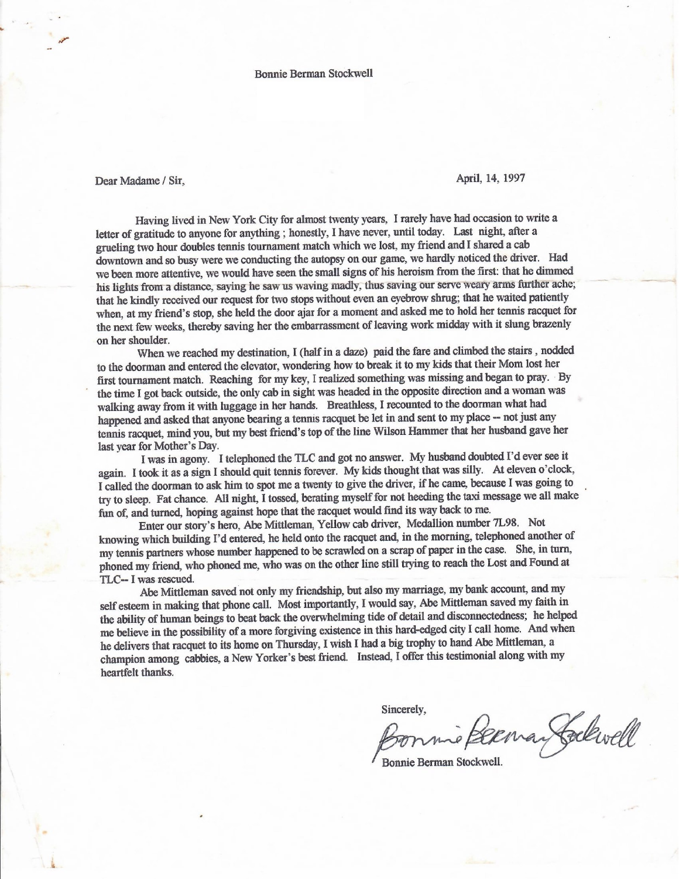Bonnie Berman Stockwell

Dear Madame / Sir,

April, 14, 1997

Having lived in New York City for almost twenty years, I rarely have had occasion to write a letter of gratitude to anyone for anything ; honestly, I have never, until today. Last night, after a grueling two hour doubles tennis tournament match which we lost, my friend and I shared a cab downtown and so busy were we conducting the autopsy on our game, we hardly noticed the driver. Had we been more attentive, we would have seen the small signs of his heroism from the first: that he dimmed his lights from a distance, saying he saw us waving madly, thus saving our serve weary arms further ache; that he kindly received our request for two stops without even an eyebrow shrug; that he waited patiently when, at my friend's stop, she held the door ajar for a moment and asked me to hold her tennis racquet for the next few weeks, thereby saving her the embarrassment of leaving work midday with it slung brazenly on her shoulder.

When we reached my destination, I (half in a daze) paid the fare and climbed the stairs , nodded to the doorman and entered the elevator, wondering how to break it to my kids that their Mom lost her first tournament match. Reaching for my key, I realized something was missing and began to pray. By the time I got back outside, the only cab in sight was headed in the opposite direction and a woman was walking away from it with luggage in her hands. Breathless, I recounted to the doorman what had happened and asked that anyone bearing a tennis racquet be let in and sent to my place -- not just any tennis racquet, mind you, but my best friend's top of the line Wilson Hammer that her husband gave her last year for Mother's Day.

I was in agony. I telephoned the TLC and got no answer. My husband doubted I'd ever see it again. I took it as a sign I should quit tennis forever. My kids thought that was silly. At eleven o'clock, I called the doorman to ask him to spot me a twenty to give the driver, if he came, because I was going to try to sleep. Fat chance. All night, I tossed, berating myself for not heeding the taxi message we all make fun of, and turned, hoping against hope that the racquet would find its way back to me.

Enter our story's hero, Abe Mittleman, Yellow cab driver, Medallion number 7L98. Not knowing which building I'd entered, he held onto the racquet and, in the morning, telephoned another of my tennis partners whose number happened to be scrawled on a scrap of paper in the case. She, in turn, phoned my friend, who phoned me, who was on the other line still trying to reach the Lost and Found at TLC-- I was rescued.

Abe Mittleman saved not only my friendship, but also my marriage, my bank account, and my self esteem in making that phone call. Most importantly, I would say, Abe Mittleman saved my faith in the ability of human beings to beat back the overwhelming tide of detail and disconnectedness; he helped me believe in the possibility of a more forgiving existence in this hard-edged city I call home. And when he delivers that racquet to its home on Thursday, I wish I had a big trophy to hand Abe Mittleman, a champion among cabbies, a New Yorker's best friend. Instead, I offer this testimonial along with my heartfelt thanks.

Sincerely,

Bonnie Berman Stockwell

Bonnie Berman Stockwell.